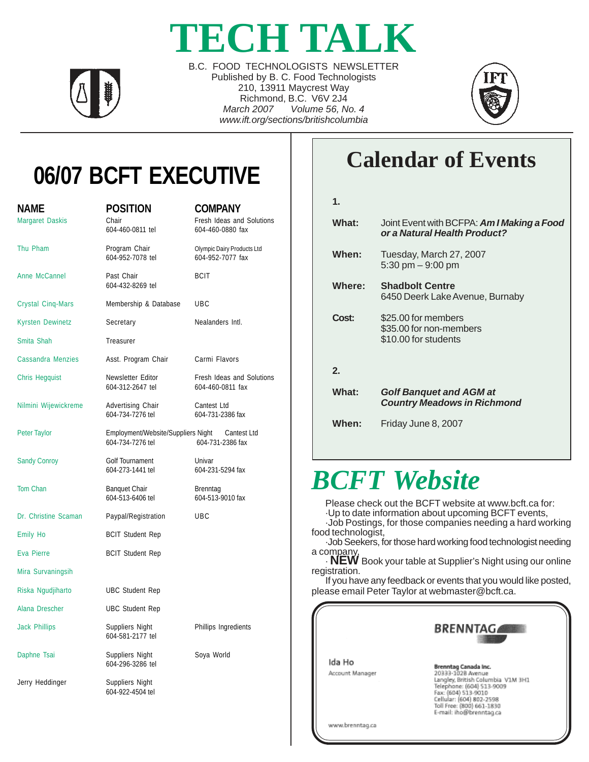# TECH TALK

B.C. FOOD TECHNOLOGISTS NEWSLETTER
Published by B. C. Food Technologists
210, 13911 Maycrest Way
Richmond, B.C. V6V 2J4
*March 2007 Volume 56, No. 4*
*www.ift.org/sections/britishcolumbia*

## 06/07 BCFT EXECUTIVE

| NAME | POSITION | COMPANY |
|---|---|---|
| Margaret Daskis | Chair<br>604-460-0811 tel | Fresh Ideas and Solutions<br>604-460-0880 fax |
| Thu Pham | Program Chair<br>604-952-7078 tel | Olympic Dairy Products Ltd<br>604-952-7077 fax |
| Anne McCannel | Past Chair<br>604-432-8269 tel | BCIT |
| Crystal Cinq-Mars | Membership & Database | UBC |
| Kyrsten Dewinetz | Secretary | Nealanders Intl. |
| Smita Shah | Treasurer | |
| Cassandra Menzies | Asst. Program Chair | Carmi Flavors |
| Chris Hegquist | Newsletter Editor<br>604-312-2647 tel | Fresh Ideas and Solutions<br>604-460-0811 fax |
| Nilmini Wijewickreme | Advertising Chair<br>604-734-7276 tel | Cantest Ltd<br>604-731-2386 fax |
| Peter Taylor | Employment/Website/Suppliers Night<br>604-734-7276 tel | Cantest Ltd<br>604-731-2386 fax |
| Sandy Conroy | Golf Tournament<br>604-273-1441 tel | Univar<br>604-231-5294 fax |
| Tom Chan | Banquet Chair<br>604-513-6406 tel | Brenntag<br>604-513-9010 fax |
| Dr. Christine Scaman | Paypal/Registration | UBC |
| Emily Ho | BCIT Student Rep | |
| Eva Pierre | BCIT Student Rep | |
| Mira Survaningsih | | |
| Riska Ngudjiharto | UBC Student Rep | |
| Alana Drescher | UBC Student Rep | |
| Jack Phillips | Suppliers Night<br>604-581-2177 tel | Phillips Ingredients |
| Daphne Tsai | Suppliers Night<br>604-296-3286 tel | Soya World |
| Jerry Heddinger | Suppliers Night<br>604-922-4504 tel | |

## Calendar of Events

**1.**

**What:** Joint Event with BCFPA: ***Am I Making a Food or a Natural Health Product?***

**When:** Tuesday, March 27, 2007
5:30 pm – 9:00 pm

**Where:** **Shadbolt Centre**
6450 Deerk Lake Avenue, Burnaby

**Cost:** $25.00 for members
$35.00 for non-members
$10.00 for students

**2.**

**What:** ***Golf Banquet and AGM at Country Meadows in Richmond***

**When:** Friday June 8, 2007

## *BCFT Website*

Please check out the BCFT website at www.bcft.ca for:

- Up to date information about upcoming BCFT events,
- Job Postings, for those companies needing a hard working food technologist,
- Job Seekers, for those hard working food technologist needing a company,
- **NEW** Book your table at Supplier's Night using our online registration.

If you have any feedback or events that you would like posted, please email Peter Taylor at webmaster@bcft.ca.

**BRENNTAG**

Ida Ho
Account Manager

**Brenntag Canada Inc.**
20333-102B Avenue
Langley, British Columbia V1M 3H1
Telephone: (604) 513-9009
Fax: (604) 513-9010
Cellular: (604) 802-2598
Toll Free: (800) 661-1830
E-mail: iho@brenntag.ca

www.brenntag.ca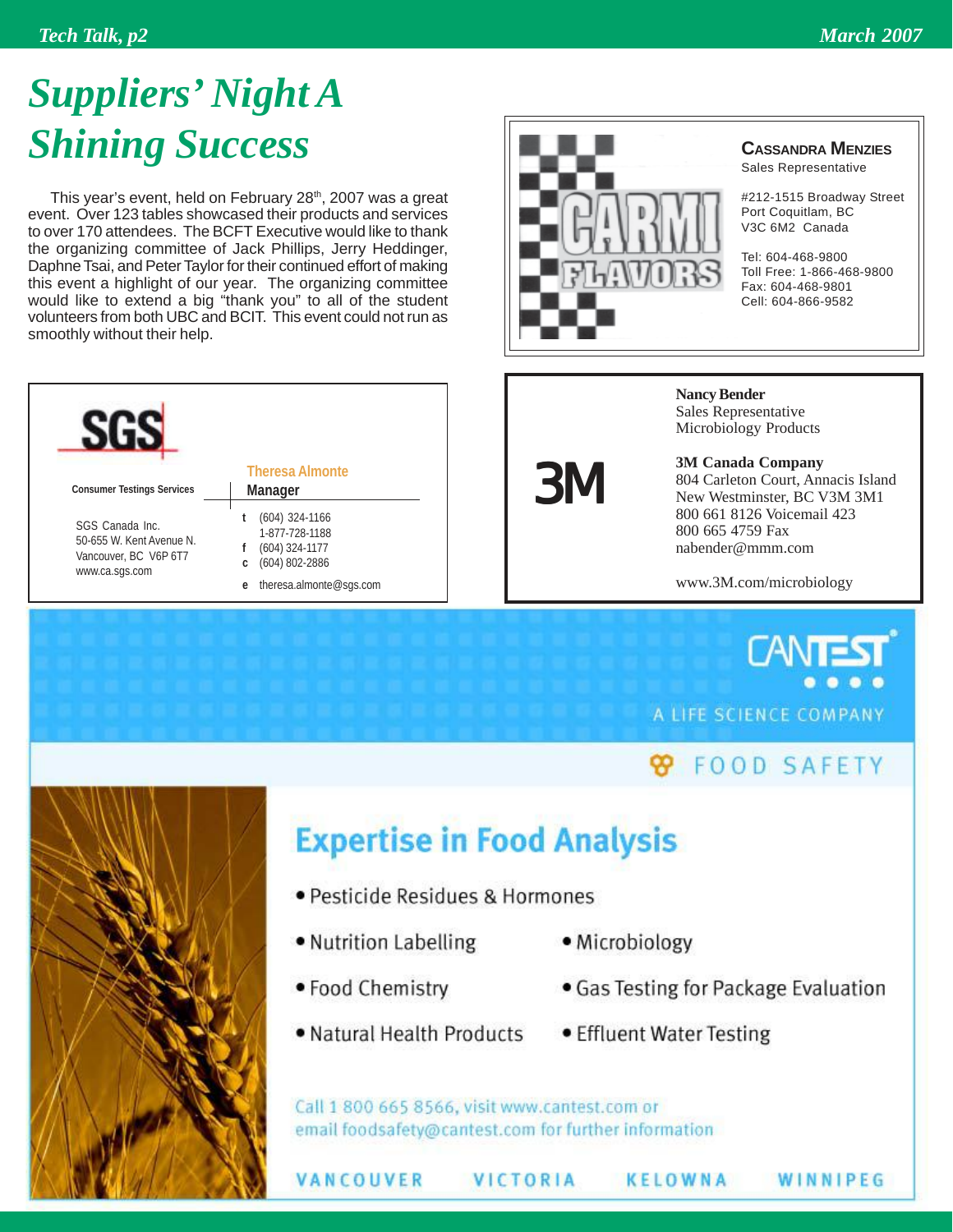# Suppliers' Night A Shining Success

This year's event, held on February 28th, 2007 was a great event. Over 123 tables showcased their products and services to over 170 attendees. The BCFT Executive would like to thank the organizing committee of Jack Phillips, Jerry Heddinger, Daphne Tsai, and Peter Taylor for their continued effort of making this event a highlight of our year. The organizing committee would like to extend a big "thank you" to all of the student volunteers from both UBC and BCIT. This event could not run as smoothly without their help.

CARMI FLAVORS

**CASSANDRA MENZIES**
Sales Representative

#212-1515 Broadway Street
Port Coquitlam, BC
V3C 6M2 Canada

Tel: 604-468-9800
Toll Free: 1-866-468-9800
Fax: 604-468-9801
Cell: 604-866-9582

SGS

Consumer Testings Services

SGS Canada Inc.
50-655 W. Kent Avenue N.
Vancouver, BC V6P 6T7
www.ca.sgs.com

Theresa Almonte
**Manager**

t (604) 324-1166
1-877-728-1188
f (604) 324-1177
c (604) 802-2886
e theresa.almonte@sgs.com

3M

**Nancy Bender**
Sales Representative
Microbiology Products

**3M Canada Company**
804 Carleton Court, Annacis Island
New Westminster, BC V3M 3M1
800 661 8126 Voicemail 423
800 665 4759 Fax
nabender@mmm.com

www.3M.com/microbiology

CANTEST
A LIFE SCIENCE COMPANY

FOOD SAFETY

## Expertise in Food Analysis

- Pesticide Residues & Hormones
- Nutrition Labelling
- Microbiology
- Food Chemistry
- Gas Testing for Package Evaluation
- Natural Health Products
- Effluent Water Testing

Call 1 800 665 8566, visit www.cantest.com or email foodsafety@cantest.com for further information

VANCOUVER VICTORIA KELOWNA WINNIPEG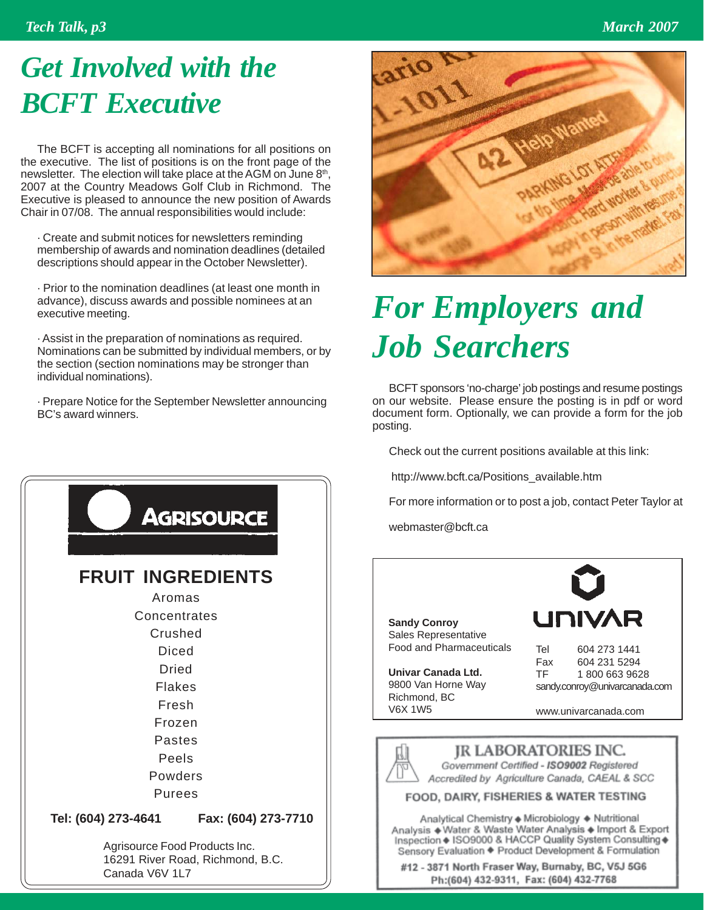# Get Involved with the BCFT Executive

The BCFT is accepting all nominations for all positions on the executive. The list of positions is on the front page of the newsletter. The election will take place at the AGM on June 8th, 2007 at the Country Meadows Golf Club in Richmond. The Executive is pleased to announce the new position of Awards Chair in 07/08. The annual responsibilities would include:

· Create and submit notices for newsletters reminding membership of awards and nomination deadlines (detailed descriptions should appear in the October Newsletter).

· Prior to the nomination deadlines (at least one month in advance), discuss awards and possible nominees at an executive meeting.

· Assist in the preparation of nominations as required. Nominations can be submitted by individual members, or by the section (section nominations may be stronger than individual nominations).

· Prepare Notice for the September Newsletter announcing BC's award winners.

**AGRISOURCE**

**FRUIT INGREDIENTS**

Aromas
Concentrates
Crushed
Diced
Dried
Flakes
Fresh
Frozen
Pastes
Peels
Powders
Purees

**Tel: (604) 273-4641** **Fax: (604) 273-7710**

Agrisource Food Products Inc.
16291 River Road, Richmond, B.C.
Canada V6V 1L7

# For Employers and Job Searchers

BCFT sponsors 'no-charge' job postings and resume postings on our website. Please ensure the posting is in pdf or word document form. Optionally, we can provide a form for the job posting.

Check out the current positions available at this link:

http://www.bcft.ca/Positions_available.htm

For more information or to post a job, contact Peter Taylor at

webmaster@bcft.ca

**UNIVAR**

**Sandy Conroy**
Sales Representative
Food and Pharmaceuticals

**Univar Canada Ltd.**
9800 Van Horne Way
Richmond, BC
V6X 1W5

Tel 604 273 1441
Fax 604 231 5294
TF 1 800 663 9628
sandy.conroy@univarcanada.com

www.univarcanada.com

**JR LABORATORIES INC.**
*Government Certified - ISO9002 Registered*
*Accredited by Agriculture Canada, CAEAL & SCC*

**FOOD, DAIRY, FISHERIES & WATER TESTING**

Analytical Chemistry ◆ Microbiology ◆ Nutritional Analysis ◆ Water & Waste Water Analysis ◆ Import & Export Inspection ◆ ISO9000 & HACCP Quality System Consulting ◆ Sensory Evaluation ◆ Product Development & Formulation

**#12 - 3871 North Fraser Way, Burnaby, BC, V5J 5G6**
**Ph:(604) 432-9311, Fax: (604) 432-7768**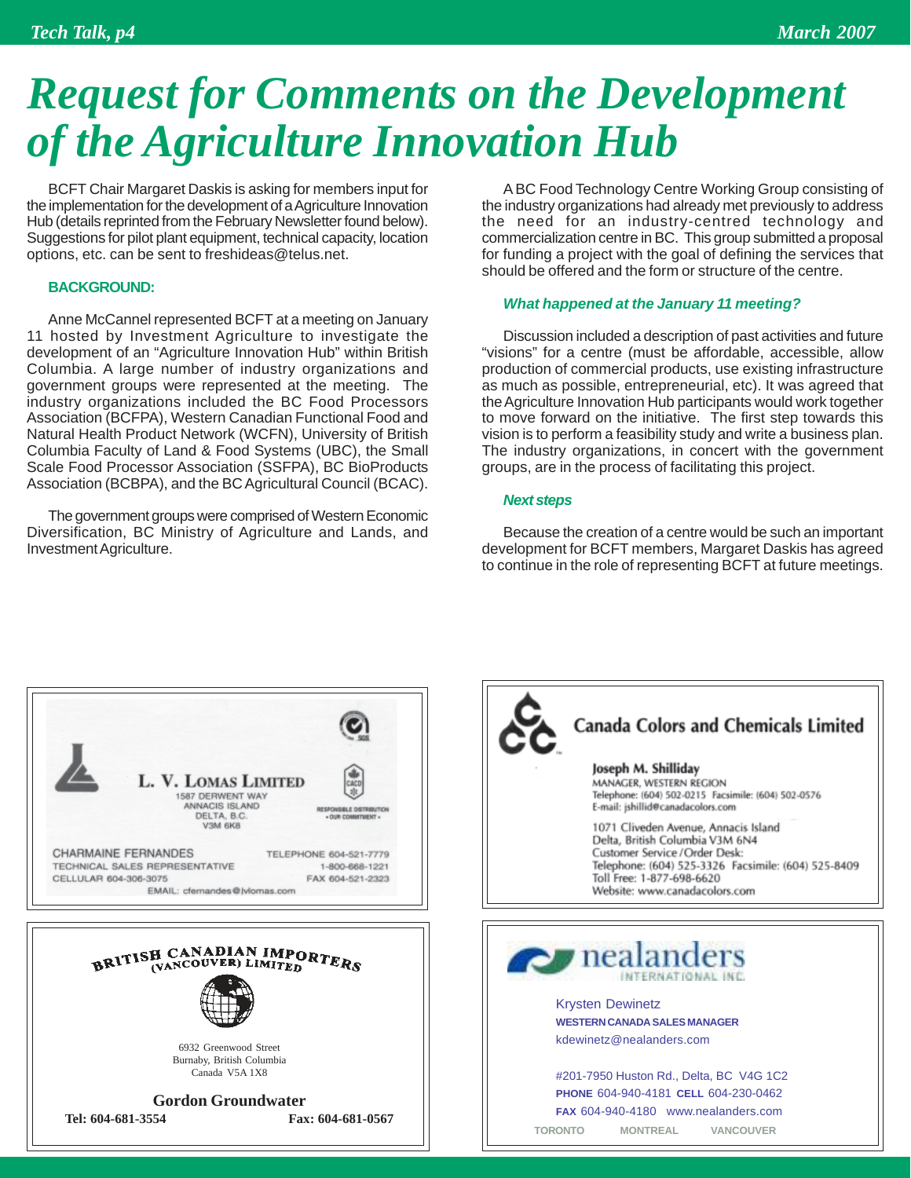# Request for Comments on the Development of the Agriculture Innovation Hub

BCFT Chair Margaret Daskis is asking for members input for the implementation for the development of a Agriculture Innovation Hub (details reprinted from the February Newsletter found below). Suggestions for pilot plant equipment, technical capacity, location options, etc. can be sent to freshideas@telus.net.

**BACKGROUND:**

Anne McCannel represented BCFT at a meeting on January 11 hosted by Investment Agriculture to investigate the development of an "Agriculture Innovation Hub" within British Columbia. A large number of industry organizations and government groups were represented at the meeting. The industry organizations included the BC Food Processors Association (BCFPA), Western Canadian Functional Food and Natural Health Product Network (WCFN), University of British Columbia Faculty of Land & Food Systems (UBC), the Small Scale Food Processor Association (SSFPA), BC BioProducts Association (BCBPA), and the BC Agricultural Council (BCAC).

The government groups were comprised of Western Economic Diversification, BC Ministry of Agriculture and Lands, and Investment Agriculture.

A BC Food Technology Centre Working Group consisting of the industry organizations had already met previously to address the need for an industry-centred technology and commercialization centre in BC. This group submitted a proposal for funding a project with the goal of defining the services that should be offered and the form or structure of the centre.

***What happened at the January 11 meeting?***

Discussion included a description of past activities and future "visions" for a centre (must be affordable, accessible, allow production of commercial products, use existing infrastructure as much as possible, entrepreneurial, etc). It was agreed that the Agriculture Innovation Hub participants would work together to move forward on the initiative. The first step towards this vision is to perform a feasibility study and write a business plan. The industry organizations, in concert with the government groups, are in the process of facilitating this project.

***Next steps***

Because the creation of a centre would be such an important development for BCFT members, Margaret Daskis has agreed to continue in the role of representing BCFT at future meetings.

---

**L. V. LOMAS LIMITED**
1587 Derwent Way
Annacis Island
Delta, B.C.
V3M 6K8

Responsible Distribution • Our Commitment •

CHARMAINE FERNANDES
TECHNICAL SALES REPRESENTATIVE
CELLULAR 604-306-3075
TELEPHONE 604-521-7779
1-800-668-1221
FAX 604-521-2323
EMAIL: cfernandes@lvlomas.com

---

**Canada Colors and Chemicals Limited**

**Joseph M. Shilliday**
MANAGER, WESTERN REGION
Telephone: (604) 502-0215 Facsimile: (604) 502-0576
E-mail: jshillid@canadacolors.com

1071 Cliveden Avenue, Annacis Island
Delta, British Columbia V3M 6N4
Customer Service /Order Desk:
Telephone: (604) 525-3326 Facsimile: (604) 525-8409
Toll Free: 1-877-698-6620
Website: www.canadacolors.com

---

**BRITISH CANADIAN IMPORTERS (VANCOUVER) LIMITED**

6932 Greenwood Street
Burnaby, British Columbia
Canada V5A 1X8

**Gordon Groundwater**
**Tel: 604-681-3554** **Fax: 604-681-0567**

---

**nealanders** INTERNATIONAL INC.

Krysten Dewinetz
**WESTERN CANADA SALES MANAGER**
kdewinetz@nealanders.com

#201-7950 Huston Rd., Delta, BC V4G 1C2
**PHONE** 604-940-4181 **CELL** 604-230-0462
**FAX** 604-940-4180 www.nealanders.com
TORONTO MONTREAL VANCOUVER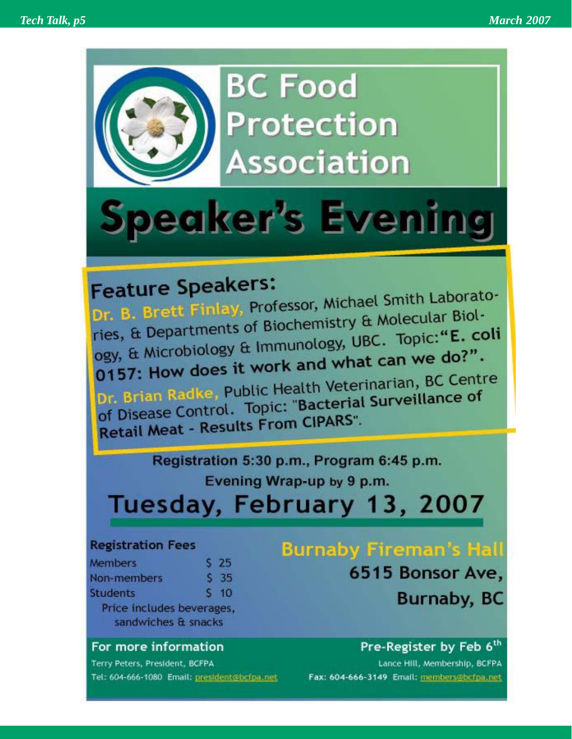# BC Food Protection Association

# Speaker's Evening

## Feature Speakers:

**Dr. B. Brett Finlay,** Professor, Michael Smith Laboratories, & Departments of Biochemistry & Molecular Biology, & Microbiology & Immunology, UBC. Topic: **"E. coli 0157: How does it work and what can we do?".**

**Dr. Brian Radke,** Public Health Veterinarian, BC Centre of Disease Control. Topic: **"Bacterial Surveillance of Retail Meat - Results From CIPARS".**

**Registration 5:30 p.m., Program 6:45 p.m.**

**Evening Wrap-up by 9 p.m.**

## Tuesday, February 13, 2007

**Registration Fees**

| | |
|---|---|
| Members | $ 25 |
| Non-members | $ 35 |
| Students | $ 10 |

Price includes beverages, sandwiches & snacks

**Burnaby Fireman's Hall**
**6515 Bonsor Ave,**
**Burnaby, BC**

**For more information**
Terry Peters, President, BCFPA
Tel: 604-666-1080 Email: president@bcfpa.net

**Pre-Register by Feb 6th**
Lance Hill, Membership, BCFPA
Fax: 604-666-3149 Email: members@bcfpa.net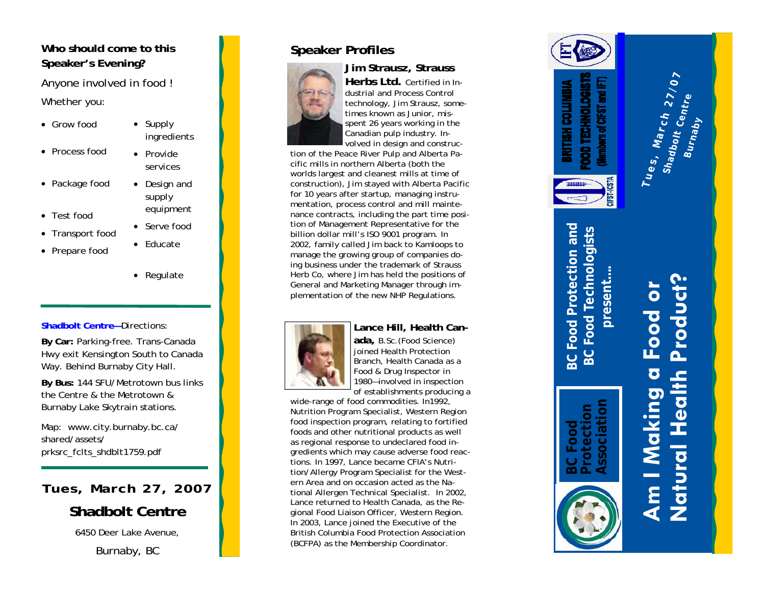## Who should come to this Speaker's Evening?

Anyone involved in food !

Whether you:

- Grow food
- Process food
- Package food
- Test food
- Transport food
- Prepare food
- Supply ingredients
- Provide services
- Design and supply equipment
- Serve food
- Educate
- Regulate

**Shadbolt Centre**—Directions:

**By Car:** Parking-free. Trans-Canada Hwy exit Kensington South to Canada Way. Behind Burnaby City Hall.

**By Bus:** 144 SFU/Metrotown bus links the Centre & the Metrotown & Burnaby Lake Skytrain stations.

Map: www.city.burnaby.bc.ca/shared/assets/prksrc_fclts_shdblt1759.pdf

**Tues, March 27, 2007**

**Shadbolt Centre**

6450 Deer Lake Avenue,

Burnaby, BC

## Speaker Profiles

**Jim Strausz, Strauss Herbs Ltd.** Certified in Industrial and Process Control technology, Jim Strausz, sometimes known as Junior, misspent 26 years working in the Canadian pulp industry. Involved in design and construction of the Peace River Pulp and Alberta Pacific mills in northern Alberta (both the worlds largest and cleanest mills at time of construction), Jim stayed with Alberta Pacific for 10 years after startup, managing instrumentation, process control and mill maintenance contracts, including the part time position of Management Representative for the billion dollar mill's ISO 9001 program. In 2002, family called Jim back to Kamloops to manage the growing group of companies doing business under the trademark of Strauss Herb Co, where Jim has held the positions of General and Marketing Manager through implementation of the new NHP Regulations.

**Lance Hill, Health Canada,** B.Sc.(Food Science) joined Health Protection Branch, Health Canada as a Food & Drug Inspector in 1980—involved in inspection of establishments producing a wide-range of food commodities. In1992, Nutrition Program Specialist, Western Region food inspection program, relating to fortified foods and other nutritional products as well as regional response to undeclared food ingredients which may cause adverse food reactions. In 1997, Lance became CFIA's Nutrition/Allergy Program Specialist for the Western Area and on occasion acted as the National Allergen Technical Specialist. In 2002, Lance returned to Health Canada, as the Regional Food Liaison Officer, Western Region. In 2003, Lance joined the Executive of the British Columbia Food Protection Association (BCFPA) as the Membership Coordinator.

BRITISH COLUMBIA FOOD TECHNOLOGISTS (Members of CIFST and IFT)

CIFST-ICSTA

BC Food Protection Association

**BC Food Protection and BC Food Technologists present....**

# Am I Making a Food or Natural Health Product?

Tues, March 27/07
Shadbolt Centre
Burnaby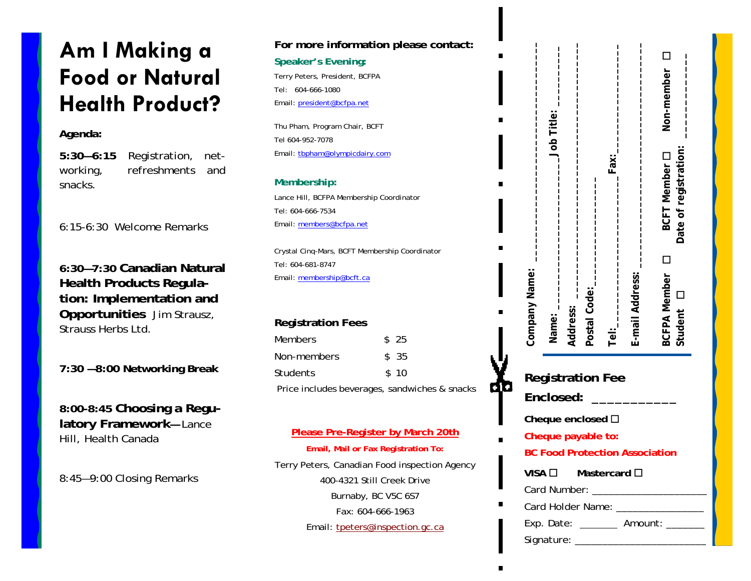# Am I Making a Food or Natural Health Product?

**Agenda:**

**5:30—6:15** Registration, networking, refreshments and snacks.

6:15-6:30 Welcome Remarks

**6:30—7:30 Canadian Natural Health Products Regulation: Implementation and Opportunities** Jim Strausz, Strauss Herbs Ltd.

**7:30 —8:00 Networking Break**

**8:00-8:45 Choosing a Regulatory Framework**—Lance Hill, Health Canada

8:45—9:00 Closing Remarks

**For more information please contact:**

**Speaker's Evening:**

Terry Peters, President, BCFPA
Tel: 604-666-1080
Email: president@bcfpa.net

Thu Pham, Program Chair, BCFT
Tel 604-952-7078
Email: tbpham@olympicdairy.com

**Membership:**

Lance Hill, BCFPA Membership Coordinator
Tel: 604-666-7534
Email: members@bcfpa.net

Crystal Cinq-Mars, BCFT Membership Coordinator
Tel: 604-681-8747
Email: membership@bcft.ca

**Registration Fees**

| | |
|---|---|
| Members | $ 25 |
| Non-members | $ 35 |
| Students | $ 10 |

Price includes beverages, sandwiches & snacks

**Please Pre-Register by March 20th**

**Email, Mail or Fax Registration To:**

Terry Peters, Canadian Food inspection Agency
400-4321 Still Creek Drive
Burnaby, BC V5C 6S7
Fax: 604-666-1963
Email: tpeters@inspection.gc.ca

Company Name: ______________________

Name: ______________ Job Title: ______________

Address: ______________________

Postal Code: ______________________

Tel: ______________ Fax: ______________

E-mail Address: ______________________

BCFPA Member ☐ BCFT Member ☐ Non-member ☐

Student ☐ Date of registration: ______________

**Registration Fee Enclosed: __________**

**Cheque enclosed ☐**

**Cheque payable to:**

**BC Food Protection Association**

**VISA ☐ Mastercard ☐**

Card Number: ______________________

Card Holder Name: ______________________

Exp. Date: _______ Amount: _______

Signature: ______________________